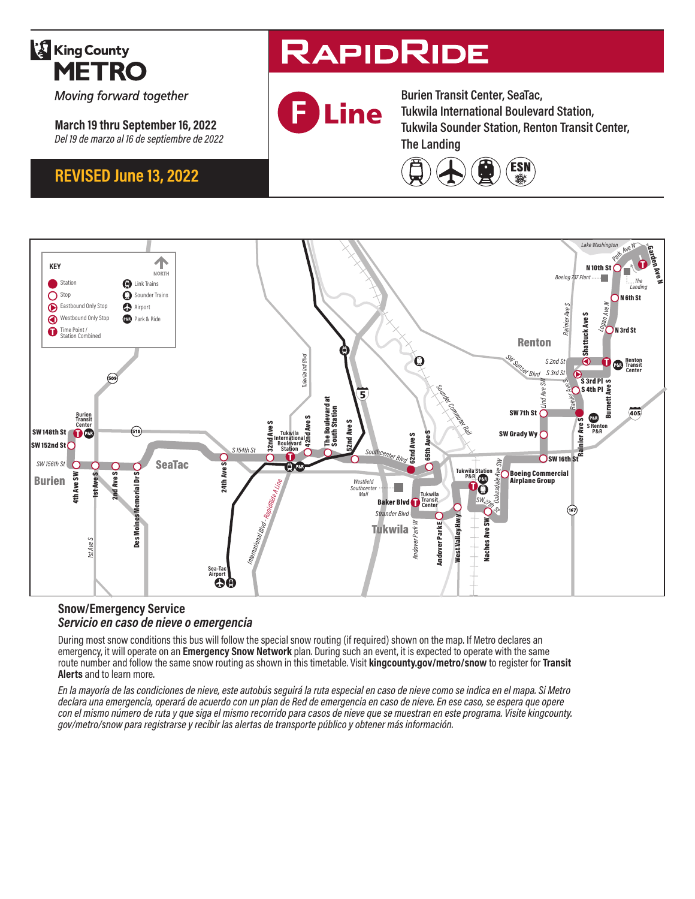King County
# METRO

*Moving forward together*

**March 19 thru September 16, 2022**
*Del 19 de marzo al 16 de septiembre de 2022*

## REVISED June 13, 2022

# RAPIDRIDE

# F Line

**Burien Transit Center, SeaTac, Tukwila International Boulevard Station, Tukwila Sounder Station, Renton Transit Center, The Landing**

ESN

### Snow/Emergency Service
### *Servicio en caso de nieve o emergencia*

During most snow conditions this bus will follow the special snow routing (if required) shown on the map. If Metro declares an emergency, it will operate on an **Emergency Snow Network** plan. During such an event, it is expected to operate with the same route number and follow the same snow routing as shown in this timetable. Visit **kingcounty.gov/metro/snow** to register for **Transit Alerts** and to learn more.

*En la mayoría de las condiciones de nieve, este autobús seguirá la ruta especial en caso de nieve como se indica en el mapa. Si Metro declara una emergencia, operará de acuerdo con un plan de Red de emergencia en caso de nieve. En ese caso, se espera que opere con el mismo número de ruta y que siga el mismo recorrido para casos de nieve que se muestran en este programa. Visite kingcounty.gov/metro/snow para registrarse y recibir las alertas de transporte público y obtener más información.*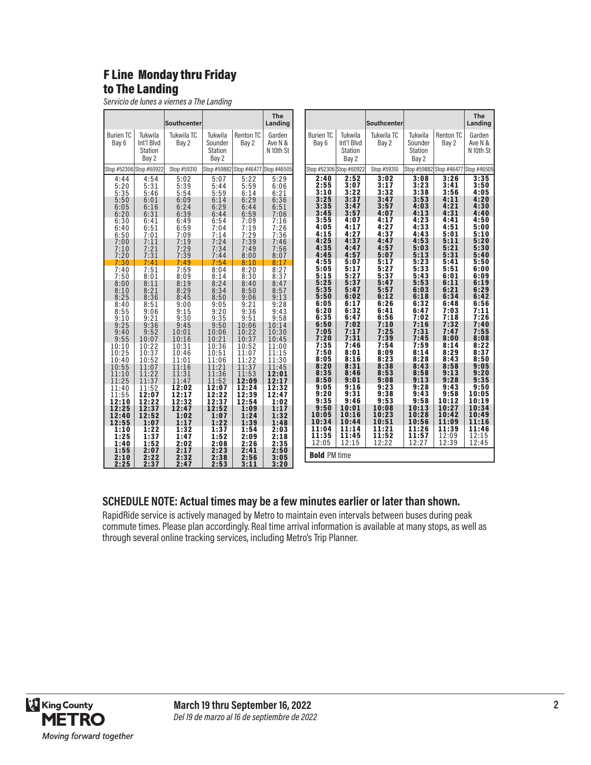# F Line Monday thru Friday to The Landing

*Servicio de lunes a viernes a The Landing*

| | | Southcenter | | | The Landing |
|---|---|---|---|---|---|
| Burien TC Bay 6 | Tukwila Int'l Blvd Station Bay 2 | Tukwila TC Bay 2 | Tukwila Sounder Station Bay 2 | Renton TC Bay 2 | Garden Ave N & N 10th St |
| Stop #52306 | Stop #60922 | Stop #59310 | Stop #59882 | Stop #46477 | Stop #46505 |
| 4:44 | 4:54 | 5:02 | 5:07 | 5:22 | 5:29 |
| 5:20 | 5:31 | 5:39 | 5:44 | 5:59 | 6:06 |
| 5:35 | 5:46 | 5:54 | 5:59 | 6:14 | 6:21 |
| 5:50 | 6:01 | 6:09 | 6:14 | 6:29 | 6:36 |
| 6:05 | 6:16 | 6:24 | 6:29 | 6:44 | 6:51 |
| 6:20 | 6:31 | 6:39 | 6:44 | 6:59 | 7:06 |
| 6:30 | 6:41 | 6:49 | 6:54 | 7:09 | 7:16 |
| 6:40 | 6:51 | 6:59 | 7:04 | 7:19 | 7:26 |
| 6:50 | 7:01 | 7:09 | 7:14 | 7:29 | 7:36 |
| 7:00 | 7:11 | 7:19 | 7:24 | 7:39 | 7:46 |
| 7:10 | 7:21 | 7:29 | 7:34 | 7:49 | 7:56 |
| 7:20 | 7:31 | 7:39 | 7:44 | 8:00 | 8:07 |
| 7:30 | 7:41 | 7:49 | 7:54 | 8:10 | 8:17 |
| 7:40 | 7:51 | 7:59 | 8:04 | 8:20 | 8:27 |
| 7:50 | 8:01 | 8:09 | 8:14 | 8:30 | 8:37 |
| 8:00 | 8:11 | 8:19 | 8:24 | 8:40 | 8:47 |
| 8:10 | 8:21 | 8:29 | 8:34 | 8:50 | 8:57 |
| 8:25 | 8:36 | 8:45 | 8:50 | 9:06 | 9:13 |
| 8:40 | 8:51 | 9:00 | 9:05 | 9:21 | 9:28 |
| 8:55 | 9:06 | 9:15 | 9:20 | 9:36 | 9:43 |
| 9:10 | 9:21 | 9:30 | 9:35 | 9:51 | 9:58 |
| 9:25 | 9:36 | 9:45 | 9:50 | 10:06 | 10:14 |
| 9:40 | 9:52 | 10:01 | 10:06 | 10:22 | 10:30 |
| 9:55 | 10:07 | 10:16 | 10:21 | 10:37 | 10:45 |
| 10:10 | 10:22 | 10:31 | 10:36 | 10:52 | 11:00 |
| 10:25 | 10:37 | 10:46 | 10:51 | 11:07 | 11:15 |
| 10:40 | 10:52 | 11:01 | 11:06 | 11:22 | 11:30 |
| 10:55 | 11:07 | 11:16 | 11:21 | 11:37 | 11:45 |
| 11:10 | 11:22 | 11:31 | 11:36 | 11:53 | **12:01** |
| 11:25 | 11:37 | 11:47 | 11:52 | **12:09** | **12:17** |
| 11:40 | 11:52 | **12:02** | **12:07** | **12:24** | **12:32** |
| 11:55 | **12:07** | **12:17** | **12:22** | **12:39** | **12:47** |
| **12:10** | **12:22** | **12:32** | **12:37** | **12:54** | **1:02** |
| **12:25** | **12:37** | **12:47** | **12:52** | **1:09** | **1:17** |
| **12:40** | **12:52** | **1:02** | **1:07** | **1:24** | **1:32** |
| **12:55** | **1:07** | **1:17** | **1:22** | **1:39** | **1:48** |
| **1:10** | **1:22** | **1:32** | **1:37** | **1:54** | **2:03** |
| **1:25** | **1:37** | **1:47** | **1:52** | **2:09** | **2:18** |
| **1:40** | **1:52** | **2:02** | **2:08** | **2:26** | **2:35** |
| **1:55** | **2:07** | **2:17** | **2:23** | **2:41** | **2:50** |
| **2:10** | **2:22** | **2:32** | **2:38** | **2:56** | **3:05** |
| **2:25** | **2:37** | **2:47** | **2:53** | **3:11** | **3:20** |
| **2:40** | **2:52** | **3:02** | **3:08** | **3:26** | **3:35** |
| **2:55** | **3:07** | **3:17** | **3:23** | **3:41** | **3:50** |
| **3:10** | **3:22** | **3:32** | **3:38** | **3:56** | **4:05** |
| **3:25** | **3:37** | **3:47** | **3:53** | **4:11** | **4:20** |
| **3:35** | **3:47** | **3:57** | **4:03** | **4:21** | **4:30** |
| **3:45** | **3:57** | **4:07** | **4:13** | **4:31** | **4:40** |
| **3:55** | **4:07** | **4:17** | **4:23** | **4:41** | **4:50** |
| **4:05** | **4:17** | **4:27** | **4:33** | **4:51** | **5:00** |
| **4:15** | **4:27** | **4:37** | **4:43** | **5:01** | **5:10** |
| **4:25** | **4:37** | **4:47** | **4:53** | **5:11** | **5:20** |
| **4:35** | **4:47** | **4:57** | **5:03** | **5:21** | **5:30** |
| **4:45** | **4:57** | **5:07** | **5:13** | **5:31** | **5:40** |
| **4:55** | **5:07** | **5:17** | **5:23** | **5:41** | **5:50** |
| **5:05** | **5:17** | **5:27** | **5:33** | **5:51** | **6:00** |
| **5:15** | **5:27** | **5:37** | **5:43** | **6:01** | **6:09** |
| **5:25** | **5:37** | **5:47** | **5:53** | **6:11** | **6:19** |
| **5:35** | **5:47** | **5:57** | **6:03** | **6:21** | **6:29** |
| **5:50** | **6:02** | **6:12** | **6:18** | **6:34** | **6:42** |
| **6:05** | **6:17** | **6:26** | **6:32** | **6:48** | **6:56** |
| **6:20** | **6:32** | **6:41** | **6:47** | **7:03** | **7:11** |
| **6:35** | **6:47** | **6:56** | **7:02** | **7:18** | **7:26** |
| **6:50** | **7:02** | **7:10** | **7:16** | **7:32** | **7:40** |
| **7:05** | **7:17** | **7:25** | **7:31** | **7:47** | **7:55** |
| **7:20** | **7:31** | **7:39** | **7:45** | **8:00** | **8:08** |
| **7:35** | **7:46** | **7:54** | **7:59** | **8:14** | **8:22** |
| **7:50** | **8:01** | **8:09** | **8:14** | **8:29** | **8:37** |
| **8:05** | **8:16** | **8:23** | **8:28** | **8:43** | **8:50** |
| **8:20** | **8:31** | **8:38** | **8:43** | **8:58** | **9:05** |
| **8:35** | **8:46** | **8:53** | **8:58** | **9:13** | **9:20** |
| **8:50** | **9:01** | **9:08** | **9:13** | **9:28** | **9:35** |
| **9:05** | **9:16** | **9:23** | **9:28** | **9:43** | **9:50** |
| **9:20** | **9:31** | **9:38** | **9:43** | **9:58** | **10:05** |
| **9:35** | **9:46** | **9:53** | **9:58** | **10:12** | **10:19** |
| **9:50** | **10:01** | **10:08** | **10:13** | **10:27** | **10:34** |
| **10:05** | **10:16** | **10:23** | **10:28** | **10:42** | **10:49** |
| **10:34** | **10:44** | **10:51** | **10:56** | **11:09** | **11:16** |
| **11:04** | **11:14** | **11:21** | **11:26** | **11:39** | **11:46** |
| **11:35** | **11:45** | **11:52** | **11:57** | 12:09 | 12:15 |
| 12:05 | 12:15 | 12:22 | 12:27 | 12:39 | 12:45 |

**Bold** PM time

## SCHEDULE NOTE: Actual times may be a few minutes earlier or later than shown.

RapidRide service is actively managed by Metro to maintain even intervals between buses during peak commute times. Please plan accordingly. Real time arrival information is available at many stops, as well as through several online tracking services, including Metro's Trip Planner.

King County METRO *Moving forward together*

**March 19 thru September 16, 2022**
*Del 19 de marzo al 16 de septiembre de 2022*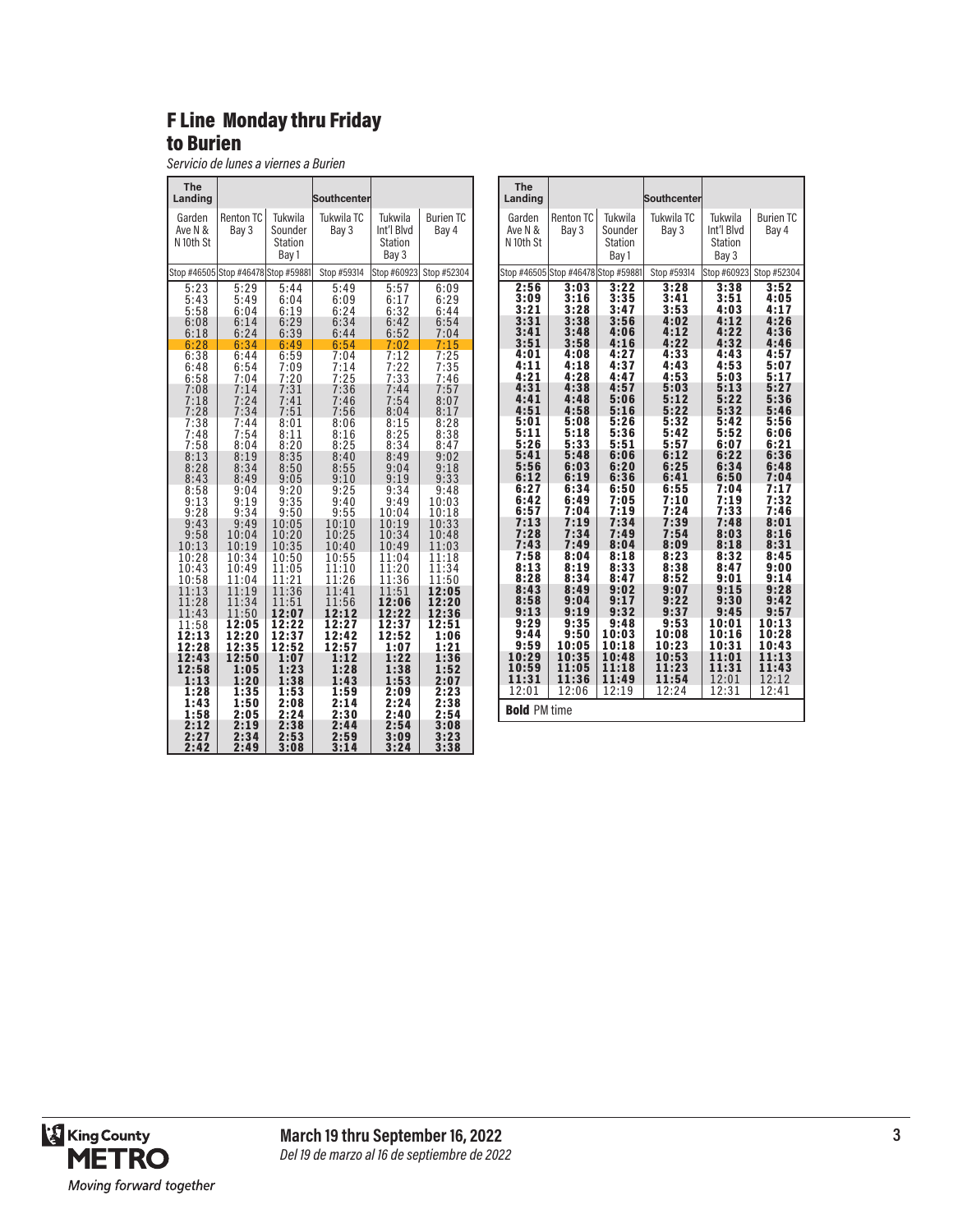## F Line Monday thru Friday to Burien

*Servicio de lunes a viernes a Burien*

| The Landing | | | Southcenter | | |
|---|---|---|---|---|---|
| Garden Ave N & N 10th St | Renton TC Bay 3 | Tukwila Sounder Station Bay 1 | Tukwila TC Bay 3 | Tukwila Int'l Blvd Station Bay 3 | Burien TC Bay 4 |
| Stop #46505 | Stop #46478 | Stop #59881 | Stop #59314 | Stop #60923 | Stop #52304 |
| 5:23 | 5:29 | 5:44 | 5:49 | 5:57 | 6:09 |
| 5:43 | 5:49 | 6:04 | 6:09 | 6:17 | 6:29 |
| 5:58 | 6:04 | 6:19 | 6:24 | 6:32 | 6:44 |
| 6:08 | 6:14 | 6:29 | 6:34 | 6:42 | 6:54 |
| 6:18 | 6:24 | 6:39 | 6:44 | 6:52 | 7:04 |
| 6:28 | 6:34 | 6:49 | 6:54 | 7:02 | 7:15 |
| 6:38 | 6:44 | 6:59 | 7:04 | 7:12 | 7:25 |
| 6:48 | 6:54 | 7:09 | 7:14 | 7:22 | 7:35 |
| 6:58 | 7:04 | 7:20 | 7:25 | 7:33 | 7:46 |
| 7:08 | 7:14 | 7:31 | 7:36 | 7:44 | 7:57 |
| 7:18 | 7:24 | 7:41 | 7:46 | 7:54 | 8:07 |
| 7:28 | 7:34 | 7:51 | 7:56 | 8:04 | 8:17 |
| 7:38 | 7:44 | 8:01 | 8:06 | 8:15 | 8:28 |
| 7:48 | 7:54 | 8:11 | 8:16 | 8:25 | 8:38 |
| 7:58 | 8:04 | 8:20 | 8:25 | 8:34 | 8:47 |
| 8:13 | 8:19 | 8:35 | 8:40 | 8:49 | 9:02 |
| 8:28 | 8:34 | 8:50 | 8:55 | 9:04 | 9:18 |
| 8:43 | 8:49 | 9:05 | 9:10 | 9:19 | 9:33 |
| 8:58 | 9:04 | 9:20 | 9:25 | 9:34 | 9:48 |
| 9:13 | 9:19 | 9:35 | 9:40 | 9:49 | 10:03 |
| 9:28 | 9:34 | 9:50 | 9:55 | 10:04 | 10:18 |
| 9:43 | 9:49 | 10:05 | 10:10 | 10:19 | 10:33 |
| 9:58 | 10:04 | 10:20 | 10:25 | 10:34 | 10:48 |
| 10:13 | 10:19 | 10:35 | 10:40 | 10:49 | 11:03 |
| 10:28 | 10:34 | 10:50 | 10:55 | 11:04 | 11:18 |
| 10:43 | 10:49 | 11:05 | 11:10 | 11:20 | 11:34 |
| 10:58 | 11:04 | 11:21 | 11:26 | 11:36 | 11:50 |
| 11:13 | 11:19 | 11:36 | 11:41 | 11:51 | **12:05** |
| 11:28 | 11:34 | 11:51 | 11:56 | **12:06** | **12:20** |
| 11:43 | 11:50 | **12:07** | **12:12** | **12:22** | **12:36** |
| 11:58 | **12:05** | **12:22** | **12:27** | **12:37** | **12:51** |
| **12:13** | **12:20** | **12:37** | **12:42** | **12:52** | **1:06** |
| **12:28** | **12:35** | **12:52** | **12:57** | **1:07** | **1:21** |
| **12:43** | **12:50** | **1:07** | **1:12** | **1:22** | **1:36** |
| **12:58** | **1:05** | **1:23** | **1:28** | **1:38** | **1:52** |
| **1:13** | **1:20** | **1:38** | **1:43** | **1:53** | **2:07** |
| **1:28** | **1:35** | **1:53** | **1:59** | **2:09** | **2:23** |
| **1:43** | **1:50** | **2:08** | **2:14** | **2:24** | **2:38** |
| **1:58** | **2:05** | **2:24** | **2:30** | **2:40** | **2:54** |
| **2:12** | **2:19** | **2:38** | **2:44** | **2:54** | **3:08** |
| **2:27** | **2:34** | **2:53** | **2:59** | **3:09** | **3:23** |
| **2:42** | **2:49** | **3:08** | **3:14** | **3:24** | **3:38** |
| **2:56** | **3:03** | **3:22** | **3:28** | **3:38** | **3:52** |
| **3:09** | **3:16** | **3:35** | **3:41** | **3:51** | **4:05** |
| **3:21** | **3:28** | **3:47** | **3:53** | **4:03** | **4:17** |
| **3:31** | **3:38** | **3:56** | **4:02** | **4:12** | **4:26** |
| **3:41** | **3:48** | **4:06** | **4:12** | **4:22** | **4:36** |
| **3:51** | **3:58** | **4:16** | **4:22** | **4:32** | **4:46** |
| **4:01** | **4:08** | **4:27** | **4:33** | **4:43** | **4:57** |
| **4:11** | **4:18** | **4:37** | **4:43** | **4:53** | **5:07** |
| **4:21** | **4:28** | **4:47** | **4:53** | **5:03** | **5:17** |
| **4:31** | **4:38** | **4:57** | **5:03** | **5:13** | **5:27** |
| **4:41** | **4:48** | **5:06** | **5:12** | **5:22** | **5:36** |
| **4:51** | **4:58** | **5:16** | **5:22** | **5:32** | **5:46** |
| **5:01** | **5:08** | **5:26** | **5:32** | **5:42** | **5:56** |
| **5:11** | **5:18** | **5:36** | **5:42** | **5:52** | **6:06** |
| **5:26** | **5:33** | **5:51** | **5:57** | **6:07** | **6:21** |
| **5:41** | **5:48** | **6:06** | **6:12** | **6:22** | **6:36** |
| **5:56** | **6:03** | **6:20** | **6:25** | **6:34** | **6:48** |
| **6:12** | **6:19** | **6:36** | **6:41** | **6:50** | **7:04** |
| **6:27** | **6:34** | **6:50** | **6:55** | **7:04** | **7:17** |
| **6:42** | **6:49** | **7:05** | **7:10** | **7:19** | **7:32** |
| **6:57** | **7:04** | **7:19** | **7:24** | **7:33** | **7:46** |
| **7:13** | **7:19** | **7:34** | **7:39** | **7:48** | **8:01** |
| **7:28** | **7:34** | **7:49** | **7:54** | **8:03** | **8:16** |
| **7:43** | **7:49** | **8:04** | **8:09** | **8:18** | **8:31** |
| **7:58** | **8:04** | **8:18** | **8:23** | **8:32** | **8:45** |
| **8:13** | **8:19** | **8:33** | **8:38** | **8:47** | **9:00** |
| **8:28** | **8:34** | **8:47** | **8:52** | **9:01** | **9:14** |
| **8:43** | **8:49** | **9:02** | **9:07** | **9:15** | **9:28** |
| **8:58** | **9:04** | **9:17** | **9:22** | **9:30** | **9:42** |
| **9:13** | **9:19** | **9:32** | **9:37** | **9:45** | **9:57** |
| **9:29** | **9:35** | **9:48** | **9:53** | **10:01** | **10:13** |
| **9:44** | **9:50** | **10:03** | **10:08** | **10:16** | **10:28** |
| **9:59** | **10:05** | **10:18** | **10:23** | **10:31** | **10:43** |
| **10:29** | **10:35** | **10:48** | **10:53** | **11:01** | **11:13** |
| **10:59** | **11:05** | **11:18** | **11:23** | **11:31** | **11:43** |
| **11:31** | **11:36** | **11:49** | **11:54** | 12:01 | 12:12 |
| 12:01 | 12:06 | 12:19 | 12:24 | 12:31 | 12:41 |

**Bold** PM time

**March 19 thru September 16, 2022**
*Del 19 de marzo al 16 de septiembre de 2022*

King County METRO
*Moving forward together*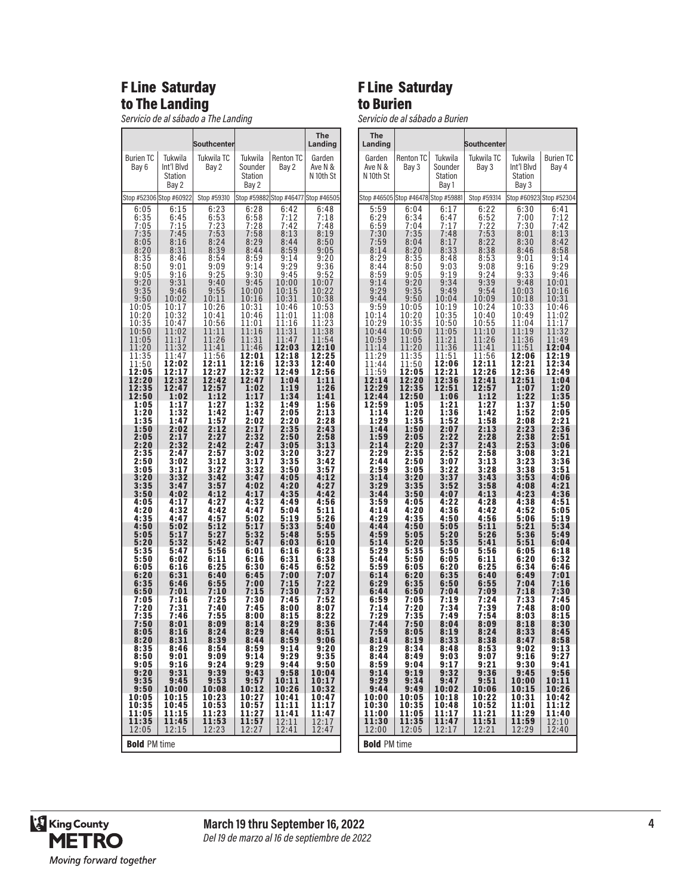## F Line Saturday to The Landing

*Servicio de al sábado a The Landing*

| | | Southcenter | | | The Landing |
|---|---|---|---|---|---|
| Burien TC Bay 6 | Tukwila Int'l Blvd Station Bay 2 | Tukwila TC Bay 2 | Tukwila Sounder Station Bay 2 | Renton TC Bay 2 | Garden Ave N & N 10th St |
| Stop #52306 | Stop #60922 | Stop #59310 | Stop #59882 | Stop #46477 | Stop #46505 |
| 6:05 | 6:15 | 6:23 | 6:28 | 6:42 | 6:48 |
| 6:35 | 6:45 | 6:53 | 6:58 | 7:12 | 7:18 |
| 7:05 | 7:15 | 7:23 | 7:28 | 7:42 | 7:48 |
| 7:35 | 7:45 | 7:53 | 7:58 | 8:13 | 8:19 |
| 8:05 | 8:16 | 8:24 | 8:29 | 8:44 | 8:50 |
| 8:20 | 8:31 | 8:39 | 8:44 | 8:59 | 9:05 |
| 8:35 | 8:46 | 8:54 | 8:59 | 9:14 | 9:20 |
| 8:50 | 9:01 | 9:09 | 9:14 | 9:29 | 9:36 |
| 9:05 | 9:16 | 9:25 | 9:30 | 9:45 | 9:52 |
| 9:20 | 9:31 | 9:40 | 9:45 | 10:00 | 10:07 |
| 9:35 | 9:46 | 9:55 | 10:00 | 10:15 | 10:22 |
| 9:50 | 10:02 | 10:11 | 10:16 | 10:31 | 10:38 |
| 10:05 | 10:17 | 10:26 | 10:31 | 10:46 | 10:53 |
| 10:20 | 10:32 | 10:41 | 10:46 | 11:01 | 11:08 |
| 10:35 | 10:47 | 10:56 | 11:01 | 11:16 | 11:23 |
| 10:50 | 11:02 | 11:11 | 11:16 | 11:31 | 11:38 |
| 11:05 | 11:17 | 11:26 | 11:31 | 11:47 | 11:54 |
| 11:20 | 11:32 | 11:41 | 11:46 | **12:03** | **12:10** |
| 11:35 | 11:47 | 11:56 | **12:01** | **12:18** | **12:25** |
| 11:50 | **12:02** | **12:11** | **12:16** | **12:33** | **12:40** |
| **12:05** | **12:17** | **12:27** | **12:32** | **12:49** | **12:56** |
| **12:20** | **12:32** | **12:42** | **12:47** | **1:04** | **1:11** |
| **12:35** | **12:47** | **12:57** | **1:02** | **1:19** | **1:26** |
| **12:50** | **1:02** | **1:12** | **1:17** | **1:34** | **1:41** |
| **1:05** | **1:17** | **1:27** | **1:32** | **1:49** | **1:56** |
| **1:20** | **1:32** | **1:42** | **1:47** | **2:05** | **2:13** |
| **1:35** | **1:47** | **1:57** | **2:02** | **2:20** | **2:28** |
| **1:50** | **2:02** | **2:12** | **2:17** | **2:35** | **2:43** |
| **2:05** | **2:17** | **2:27** | **2:32** | **2:50** | **2:58** |
| **2:20** | **2:32** | **2:42** | **2:47** | **3:05** | **3:13** |
| **2:35** | **2:47** | **2:57** | **3:02** | **3:20** | **3:27** |
| **2:50** | **3:02** | **3:12** | **3:17** | **3:35** | **3:42** |
| **3:05** | **3:17** | **3:27** | **3:32** | **3:50** | **3:57** |
| **3:20** | **3:32** | **3:42** | **3:47** | **4:05** | **4:12** |
| **3:35** | **3:47** | **3:57** | **4:02** | **4:20** | **4:27** |
| **3:50** | **4:02** | **4:12** | **4:17** | **4:35** | **4:42** |
| **4:05** | **4:17** | **4:27** | **4:32** | **4:49** | **4:56** |
| **4:20** | **4:32** | **4:42** | **4:47** | **5:04** | **5:11** |
| **4:35** | **4:47** | **4:57** | **5:02** | **5:19** | **5:26** |
| **4:50** | **5:02** | **5:12** | **5:17** | **5:33** | **5:40** |
| **5:05** | **5:17** | **5:27** | **5:32** | **5:48** | **5:55** |
| **5:20** | **5:32** | **5:42** | **5:47** | **6:03** | **6:10** |
| **5:35** | **5:47** | **5:56** | **6:01** | **6:16** | **6:23** |
| **5:50** | **6:02** | **6:11** | **6:16** | **6:31** | **6:38** |
| **6:05** | **6:16** | **6:25** | **6:30** | **6:45** | **6:52** |
| **6:20** | **6:31** | **6:40** | **6:45** | **7:00** | **7:07** |
| **6:35** | **6:46** | **6:55** | **7:00** | **7:15** | **7:22** |
| **6:50** | **7:01** | **7:10** | **7:15** | **7:30** | **7:37** |
| **7:05** | **7:16** | **7:25** | **7:30** | **7:45** | **7:52** |
| **7:20** | **7:31** | **7:40** | **7:45** | **8:00** | **8:07** |
| **7:35** | **7:46** | **7:55** | **8:00** | **8:15** | **8:22** |
| **7:50** | **8:01** | **8:09** | **8:14** | **8:29** | **8:36** |
| **8:05** | **8:16** | **8:24** | **8:29** | **8:44** | **8:51** |
| **8:20** | **8:31** | **8:39** | **8:44** | **8:59** | **9:06** |
| **8:35** | **8:46** | **8:54** | **8:59** | **9:14** | **9:20** |
| **8:50** | **9:01** | **9:09** | **9:14** | **9:29** | **9:35** |
| **9:05** | **9:16** | **9:24** | **9:29** | **9:44** | **9:50** |
| **9:20** | **9:31** | **9:39** | **9:43** | **9:58** | **10:04** |
| **9:35** | **9:45** | **9:53** | **9:57** | **10:11** | **10:17** |
| **9:50** | **10:00** | **10:08** | **10:12** | **10:26** | **10:32** |
| **10:05** | **10:15** | **10:23** | **10:27** | **10:41** | **10:47** |
| **10:35** | **10:45** | **10:53** | **10:57** | **11:11** | **11:17** |
| **11:05** | **11:15** | **11:23** | **11:27** | **11:41** | **11:47** |
| **11:35** | **11:45** | **11:53** | **11:57** | 12:11 | 12:17 |
| 12:05 | 12:15 | 12:23 | 12:27 | 12:41 | 12:47 |

**Bold** PM time

## F Line Saturday to Burien

*Servicio de al sábado a Burien*

| The Landing | | | Southcenter | | |
|---|---|---|---|---|---|
| Garden Ave N & N 10th St | Renton TC Bay 3 | Tukwila Sounder Station Bay 1 | Tukwila TC Bay 3 | Tukwila Int'l Blvd Station Bay 3 | Burien TC Bay 4 |
| Stop #46505 | Stop #46478 | Stop #59881 | Stop #59314 | Stop #60923 | Stop #52304 |
| 5:59 | 6:04 | 6:17 | 6:22 | 6:30 | 6:41 |
| 6:29 | 6:34 | 6:47 | 6:52 | 7:00 | 7:12 |
| 6:59 | 7:04 | 7:17 | 7:22 | 7:30 | 7:42 |
| 7:30 | 7:35 | 7:48 | 7:53 | 8:01 | 8:13 |
| 7:59 | 8:04 | 8:17 | 8:22 | 8:30 | 8:42 |
| 8:14 | 8:20 | 8:33 | 8:38 | 8:46 | 8:58 |
| 8:29 | 8:35 | 8:48 | 8:53 | 9:01 | 9:14 |
| 8:44 | 8:50 | 9:03 | 9:08 | 9:16 | 9:29 |
| 8:59 | 9:05 | 9:19 | 9:24 | 9:33 | 9:46 |
| 9:14 | 9:20 | 9:34 | 9:39 | 9:48 | 10:01 |
| 9:29 | 9:35 | 9:49 | 9:54 | 10:03 | 10:16 |
| 9:44 | 9:50 | 10:04 | 10:09 | 10:18 | 10:31 |
| 9:59 | 10:05 | 10:19 | 10:24 | 10:33 | 10:46 |
| 10:14 | 10:20 | 10:35 | 10:40 | 10:49 | 11:02 |
| 10:29 | 10:35 | 10:50 | 10:55 | 11:04 | 11:17 |
| 10:44 | 10:50 | 11:05 | 11:10 | 11:19 | 11:32 |
| 10:59 | 11:05 | 11:21 | 11:26 | 11:36 | 11:49 |
| 11:14 | 11:20 | 11:36 | 11:41 | 11:51 | **12:04** |
| 11:29 | 11:35 | 11:51 | 11:56 | **12:06** | **12:19** |
| 11:44 | 11:50 | **12:06** | **12:11** | **12:21** | **12:34** |
| 11:59 | **12:05** | **12:21** | **12:26** | **12:36** | **12:49** |
| **12:14** | **12:20** | **12:36** | **12:41** | **12:51** | **1:04** |
| **12:29** | **12:35** | **12:51** | **12:57** | **1:07** | **1:20** |
| **12:44** | **12:50** | **1:06** | **1:12** | **1:22** | **1:35** |
| **12:59** | **1:05** | **1:21** | **1:27** | **1:37** | **1:50** |
| **1:14** | **1:20** | **1:36** | **1:42** | **1:52** | **2:05** |
| **1:29** | **1:35** | **1:52** | **1:58** | **2:08** | **2:21** |
| **1:44** | **1:50** | **2:07** | **2:13** | **2:23** | **2:36** |
| **1:59** | **2:05** | **2:22** | **2:28** | **2:38** | **2:51** |
| **2:14** | **2:20** | **2:37** | **2:43** | **2:53** | **3:06** |
| **2:29** | **2:35** | **2:52** | **2:58** | **3:08** | **3:21** |
| **2:44** | **2:50** | **3:07** | **3:13** | **3:23** | **3:36** |
| **2:59** | **3:05** | **3:22** | **3:28** | **3:38** | **3:51** |
| **3:14** | **3:20** | **3:37** | **3:43** | **3:53** | **4:06** |
| **3:29** | **3:35** | **3:52** | **3:58** | **4:08** | **4:21** |
| **3:44** | **3:50** | **4:07** | **4:13** | **4:23** | **4:36** |
| **3:59** | **4:05** | **4:22** | **4:28** | **4:38** | **4:51** |
| **4:14** | **4:20** | **4:36** | **4:42** | **4:52** | **5:05** |
| **4:29** | **4:35** | **4:50** | **4:56** | **5:06** | **5:19** |
| **4:44** | **4:50** | **5:05** | **5:11** | **5:21** | **5:34** |
| **4:59** | **5:05** | **5:20** | **5:26** | **5:36** | **5:49** |
| **5:14** | **5:20** | **5:35** | **5:41** | **5:51** | **6:04** |
| **5:29** | **5:35** | **5:50** | **5:56** | **6:05** | **6:18** |
| **5:44** | **5:50** | **6:05** | **6:11** | **6:20** | **6:32** |
| **5:59** | **6:05** | **6:20** | **6:25** | **6:34** | **6:46** |
| **6:14** | **6:20** | **6:35** | **6:40** | **6:49** | **7:01** |
| **6:29** | **6:35** | **6:50** | **6:55** | **7:04** | **7:16** |
| **6:44** | **6:50** | **7:04** | **7:09** | **7:18** | **7:30** |
| **6:59** | **7:05** | **7:19** | **7:24** | **7:33** | **7:45** |
| **7:14** | **7:20** | **7:34** | **7:39** | **7:48** | **8:00** |
| **7:29** | **7:35** | **7:49** | **7:54** | **8:03** | **8:15** |
| **7:44** | **7:50** | **8:04** | **8:09** | **8:18** | **8:30** |
| **7:59** | **8:05** | **8:19** | **8:24** | **8:33** | **8:45** |
| **8:14** | **8:19** | **8:33** | **8:38** | **8:47** | **8:58** |
| **8:29** | **8:34** | **8:48** | **8:53** | **9:02** | **9:13** |
| **8:44** | **8:49** | **9:03** | **9:07** | **9:16** | **9:27** |
| **8:59** | **9:04** | **9:17** | **9:21** | **9:30** | **9:41** |
| **9:14** | **9:19** | **9:32** | **9:36** | **9:45** | **9:56** |
| **9:29** | **9:34** | **9:47** | **9:51** | **10:00** | **10:11** |
| **9:44** | **9:49** | **10:02** | **10:06** | **10:15** | **10:26** |
| **10:00** | **10:05** | **10:18** | **10:22** | **10:31** | **10:42** |
| **10:30** | **10:35** | **10:48** | **10:52** | **11:01** | **11:12** |
| **11:00** | **11:05** | **11:17** | **11:21** | **11:29** | **11:40** |
| **11:30** | **11:35** | **11:47** | **11:51** | **11:59** | 12:10 |
| 12:00 | 12:05 | 12:17 | 12:21 | 12:29 | 12:40 |

**Bold** PM time

King County METRO
*Moving forward together*

**March 19 thru September 16, 2022**
*Del 19 de marzo al 16 de septiembre de 2022*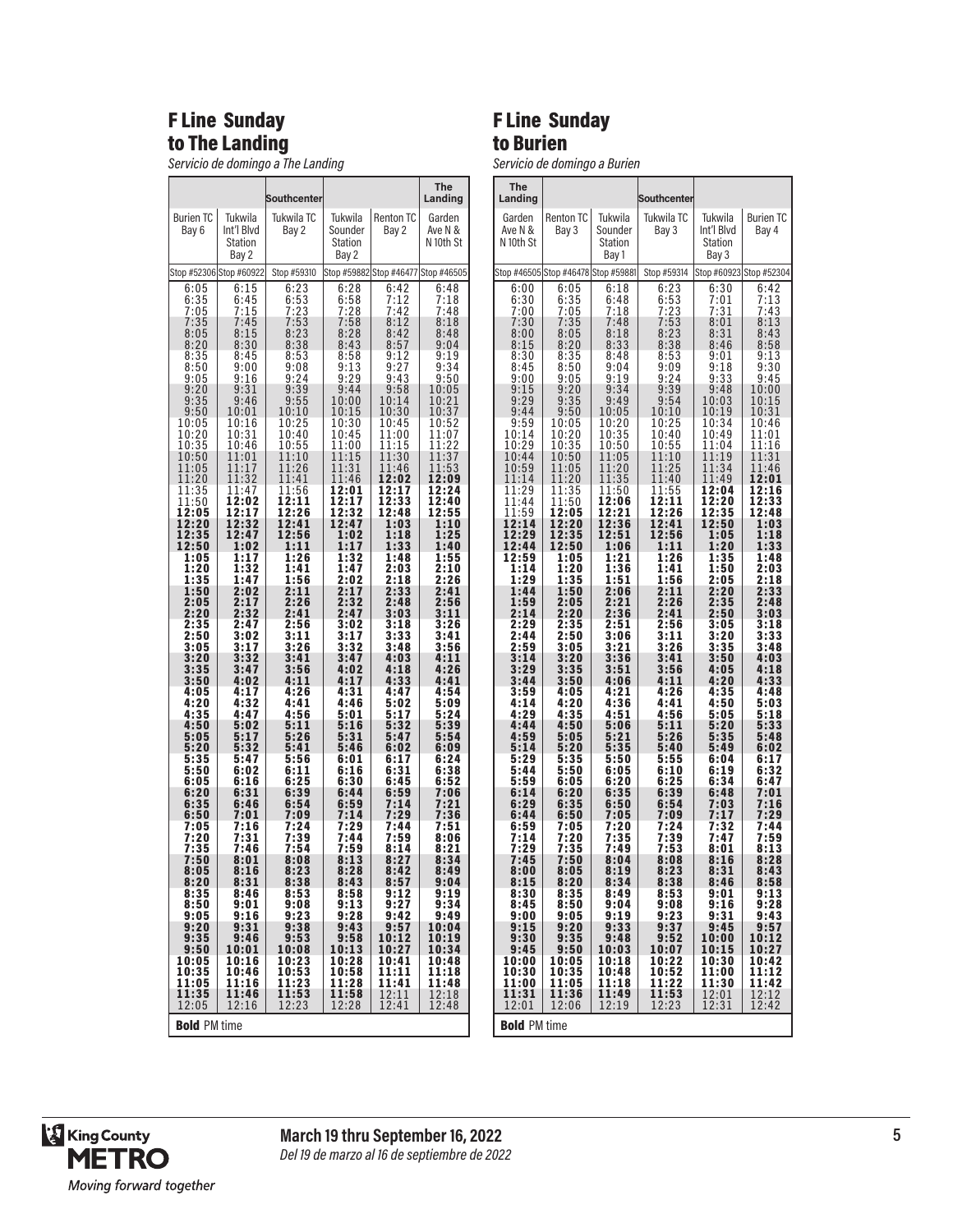## F Line Sunday to The Landing

*Servicio de domingo a The Landing*

| | | Southcenter | | | The Landing |
|---|---|---|---|---|---|
| Burien TC Bay 6 | Tukwila Int'l Blvd Station Bay 2 | Tukwila TC Bay 2 | Tukwila Sounder Station Bay 2 | Renton TC Bay 2 | Garden Ave N & N 10th St |
| Stop #52306 | Stop #60922 | Stop #59310 | Stop #59882 | Stop #46477 | Stop #46505 |
| 6:05 | 6:15 | 6:23 | 6:28 | 6:42 | 6:48 |
| 6:35 | 6:45 | 6:53 | 6:58 | 7:12 | 7:18 |
| 7:05 | 7:15 | 7:23 | 7:28 | 7:42 | 7:48 |
| 7:35 | 7:45 | 7:53 | 7:58 | 8:12 | 8:18 |
| 8:05 | 8:15 | 8:23 | 8:28 | 8:42 | 8:48 |
| 8:20 | 8:30 | 8:38 | 8:43 | 8:57 | 9:04 |
| 8:35 | 8:45 | 8:53 | 8:58 | 9:12 | 9:19 |
| 8:50 | 9:00 | 9:08 | 9:13 | 9:27 | 9:34 |
| 9:05 | 9:16 | 9:24 | 9:29 | 9:43 | 9:50 |
| 9:20 | 9:31 | 9:39 | 9:44 | 9:58 | 10:05 |
| 9:35 | 9:46 | 9:55 | 10:00 | 10:14 | 10:21 |
| 9:50 | 10:01 | 10:10 | 10:15 | 10:30 | 10:37 |
| 10:05 | 10:16 | 10:25 | 10:30 | 10:45 | 10:52 |
| 10:20 | 10:31 | 10:40 | 10:45 | 11:00 | 11:07 |
| 10:35 | 10:46 | 10:55 | 11:00 | 11:15 | 11:22 |
| 10:50 | 11:01 | 11:10 | 11:15 | 11:30 | 11:37 |
| 11:05 | 11:17 | 11:26 | 11:31 | 11:46 | 11:53 |
| 11:20 | 11:32 | 11:41 | 11:46 | **12:02** | **12:09** |
| 11:35 | 11:47 | 11:56 | **12:01** | **12:17** | **12:24** |
| 11:50 | **12:02** | **12:11** | **12:17** | **12:33** | **12:40** |
| **12:05** | **12:17** | **12:26** | **12:32** | **12:48** | **12:55** |
| **12:20** | **12:32** | **12:41** | **12:47** | **1:03** | **1:10** |
| **12:35** | **12:47** | **12:56** | **1:02** | **1:18** | **1:25** |
| **12:50** | **1:02** | **1:11** | **1:17** | **1:33** | **1:40** |
| **1:05** | **1:17** | **1:26** | **1:32** | **1:48** | **1:55** |
| **1:20** | **1:32** | **1:41** | **1:47** | **2:03** | **2:10** |
| **1:35** | **1:47** | **1:56** | **2:02** | **2:18** | **2:26** |
| **1:50** | **2:02** | **2:11** | **2:17** | **2:33** | **2:41** |
| **2:05** | **2:17** | **2:26** | **2:32** | **2:48** | **2:56** |
| **2:20** | **2:32** | **2:41** | **2:47** | **3:03** | **3:11** |
| **2:35** | **2:47** | **2:56** | **3:02** | **3:18** | **3:26** |
| **2:50** | **3:02** | **3:11** | **3:17** | **3:33** | **3:41** |
| **3:05** | **3:17** | **3:26** | **3:32** | **3:48** | **3:56** |
| **3:20** | **3:32** | **3:41** | **3:47** | **4:03** | **4:11** |
| **3:35** | **3:47** | **3:56** | **4:02** | **4:18** | **4:26** |
| **3:50** | **4:02** | **4:11** | **4:17** | **4:33** | **4:41** |
| **4:05** | **4:17** | **4:26** | **4:31** | **4:47** | **4:54** |
| **4:20** | **4:32** | **4:41** | **4:46** | **5:02** | **5:09** |
| **4:35** | **4:47** | **4:56** | **5:01** | **5:17** | **5:24** |
| **4:50** | **5:02** | **5:11** | **5:16** | **5:32** | **5:39** |
| **5:05** | **5:17** | **5:26** | **5:31** | **5:47** | **5:54** |
| **5:20** | **5:32** | **5:41** | **5:46** | **6:02** | **6:09** |
| **5:35** | **5:47** | **5:56** | **6:01** | **6:17** | **6:24** |
| **5:50** | **6:02** | **6:11** | **6:16** | **6:31** | **6:38** |
| **6:05** | **6:16** | **6:25** | **6:30** | **6:45** | **6:52** |
| **6:20** | **6:31** | **6:39** | **6:44** | **6:59** | **7:06** |
| **6:35** | **6:46** | **6:54** | **6:59** | **7:14** | **7:21** |
| **6:50** | **7:01** | **7:09** | **7:14** | **7:29** | **7:36** |
| **7:05** | **7:16** | **7:24** | **7:29** | **7:44** | **7:51** |
| **7:20** | **7:31** | **7:39** | **7:44** | **7:59** | **8:06** |
| **7:35** | **7:46** | **7:54** | **7:59** | **8:14** | **8:21** |
| **7:50** | **8:01** | **8:08** | **8:13** | **8:27** | **8:34** |
| **8:05** | **8:16** | **8:23** | **8:28** | **8:42** | **8:49** |
| **8:20** | **8:31** | **8:38** | **8:43** | **8:57** | **9:04** |
| **8:35** | **8:46** | **8:53** | **8:58** | **9:12** | **9:19** |
| **8:50** | **9:01** | **9:08** | **9:13** | **9:27** | **9:34** |
| **9:05** | **9:16** | **9:23** | **9:28** | **9:42** | **9:49** |
| **9:20** | **9:31** | **9:38** | **9:43** | **9:57** | **10:04** |
| **9:35** | **9:46** | **9:53** | **9:58** | **10:12** | **10:19** |
| **9:50** | **10:01** | **10:08** | **10:13** | **10:27** | **10:34** |
| **10:05** | **10:16** | **10:23** | **10:28** | **10:41** | **10:48** |
| **10:35** | **10:46** | **10:53** | **10:58** | **11:11** | **11:18** |
| **11:05** | **11:16** | **11:23** | **11:28** | **11:41** | **11:48** |
| **11:35** | **11:46** | **11:53** | **11:58** | 12:11 | 12:18 |
| 12:05 | 12:16 | 12:23 | 12:28 | 12:41 | 12:48 |

**Bold** PM time

## F Line Sunday to Burien

*Servicio de domingo a Burien*

| The Landing | | | Southcenter | | |
|---|---|---|---|---|---|
| Garden Ave N & N 10th St | Renton TC Bay 3 | Tukwila Sounder Station Bay 1 | Tukwila TC Bay 3 | Tukwila Int'l Blvd Station Bay 3 | Burien TC Bay 4 |
| Stop #46505 | Stop #46478 | Stop #59881 | Stop #59314 | Stop #60923 | Stop #52304 |
| 6:00 | 6:05 | 6:18 | 6:23 | 6:30 | 6:42 |
| 6:30 | 6:35 | 6:48 | 6:53 | 7:01 | 7:13 |
| 7:00 | 7:05 | 7:18 | 7:23 | 7:31 | 7:43 |
| 7:30 | 7:35 | 7:48 | 7:53 | 8:01 | 8:13 |
| 8:00 | 8:05 | 8:18 | 8:23 | 8:31 | 8:43 |
| 8:15 | 8:20 | 8:33 | 8:38 | 8:46 | 8:58 |
| 8:30 | 8:35 | 8:48 | 8:53 | 9:01 | 9:13 |
| 8:45 | 8:50 | 9:04 | 9:09 | 9:18 | 9:30 |
| 9:00 | 9:05 | 9:19 | 9:24 | 9:33 | 9:45 |
| 9:15 | 9:20 | 9:34 | 9:39 | 9:48 | 10:00 |
| 9:29 | 9:35 | 9:49 | 9:54 | 10:03 | 10:15 |
| 9:44 | 9:50 | 10:05 | 10:10 | 10:19 | 10:31 |
| 9:59 | 10:05 | 10:20 | 10:25 | 10:34 | 10:46 |
| 10:14 | 10:20 | 10:35 | 10:40 | 10:49 | 11:01 |
| 10:29 | 10:35 | 10:50 | 10:55 | 11:04 | 11:16 |
| 10:44 | 10:50 | 11:05 | 11:10 | 11:19 | 11:31 |
| 10:59 | 11:05 | 11:20 | 11:25 | 11:34 | 11:46 |
| 11:14 | 11:20 | 11:35 | 11:40 | 11:49 | **12:01** |
| 11:29 | 11:35 | 11:50 | 11:55 | **12:04** | **12:16** |
| 11:44 | 11:50 | **12:06** | **12:11** | **12:20** | **12:33** |
| 11:59 | **12:05** | **12:21** | **12:26** | **12:35** | **12:48** |
| **12:14** | **12:20** | **12:36** | **12:41** | **12:50** | **1:03** |
| **12:29** | **12:35** | **12:51** | **12:56** | **1:05** | **1:18** |
| **12:44** | **12:50** | **1:06** | **1:11** | **1:20** | **1:33** |
| **12:59** | **1:05** | **1:21** | **1:26** | **1:35** | **1:48** |
| **1:14** | **1:20** | **1:36** | **1:41** | **1:50** | **2:03** |
| **1:29** | **1:35** | **1:51** | **1:56** | **2:05** | **2:18** |
| **1:44** | **1:50** | **2:06** | **2:11** | **2:20** | **2:33** |
| **1:59** | **2:05** | **2:21** | **2:26** | **2:35** | **2:48** |
| **2:14** | **2:20** | **2:36** | **2:41** | **2:50** | **3:03** |
| **2:29** | **2:35** | **2:51** | **2:56** | **3:05** | **3:18** |
| **2:44** | **2:50** | **3:06** | **3:11** | **3:20** | **3:33** |
| **2:59** | **3:05** | **3:21** | **3:26** | **3:35** | **3:48** |
| **3:14** | **3:20** | **3:36** | **3:41** | **3:50** | **4:03** |
| **3:29** | **3:35** | **3:51** | **3:56** | **4:05** | **4:18** |
| **3:44** | **3:50** | **4:06** | **4:11** | **4:20** | **4:33** |
| **3:59** | **4:05** | **4:21** | **4:26** | **4:35** | **4:48** |
| **4:14** | **4:20** | **4:36** | **4:41** | **4:50** | **5:03** |
| **4:29** | **4:35** | **4:51** | **4:56** | **5:05** | **5:18** |
| **4:44** | **4:50** | **5:06** | **5:11** | **5:20** | **5:33** |
| **4:59** | **5:05** | **5:21** | **5:26** | **5:35** | **5:48** |
| **5:14** | **5:20** | **5:35** | **5:40** | **5:49** | **6:02** |
| **5:29** | **5:35** | **5:50** | **5:55** | **6:04** | **6:17** |
| **5:44** | **5:50** | **6:05** | **6:10** | **6:19** | **6:32** |
| **5:59** | **6:05** | **6:20** | **6:25** | **6:34** | **6:47** |
| **6:14** | **6:20** | **6:35** | **6:39** | **6:48** | **7:01** |
| **6:29** | **6:35** | **6:50** | **6:54** | **7:03** | **7:16** |
| **6:44** | **6:50** | **7:05** | **7:09** | **7:17** | **7:29** |
| **6:59** | **7:05** | **7:20** | **7:24** | **7:32** | **7:44** |
| **7:14** | **7:20** | **7:35** | **7:39** | **7:47** | **7:59** |
| **7:29** | **7:35** | **7:49** | **7:53** | **8:01** | **8:13** |
| **7:45** | **7:50** | **8:04** | **8:08** | **8:16** | **8:28** |
| **8:00** | **8:05** | **8:19** | **8:23** | **8:31** | **8:43** |
| **8:15** | **8:20** | **8:34** | **8:38** | **8:46** | **8:58** |
| **8:30** | **8:35** | **8:49** | **8:53** | **9:01** | **9:13** |
| **8:45** | **8:50** | **9:04** | **9:08** | **9:16** | **9:28** |
| **9:00** | **9:05** | **9:19** | **9:23** | **9:31** | **9:43** |
| **9:15** | **9:20** | **9:33** | **9:37** | **9:45** | **9:57** |
| **9:30** | **9:35** | **9:48** | **9:52** | **10:00** | **10:12** |
| **9:45** | **9:50** | **10:03** | **10:07** | **10:15** | **10:27** |
| **10:00** | **10:05** | **10:18** | **10:22** | **10:30** | **10:42** |
| **10:30** | **10:35** | **10:48** | **10:52** | **11:00** | **11:12** |
| **11:00** | **11:05** | **11:18** | **11:22** | **11:30** | **11:42** |
| **11:31** | **11:36** | **11:49** | **11:53** | 12:01 | 12:12 |
| 12:01 | 12:06 | 12:19 | 12:23 | 12:31 | 12:42 |

**Bold** PM time

King County METRO
*Moving forward together*

**March 19 thru September 16, 2022**
*Del 19 de marzo al 16 de septiembre de 2022*